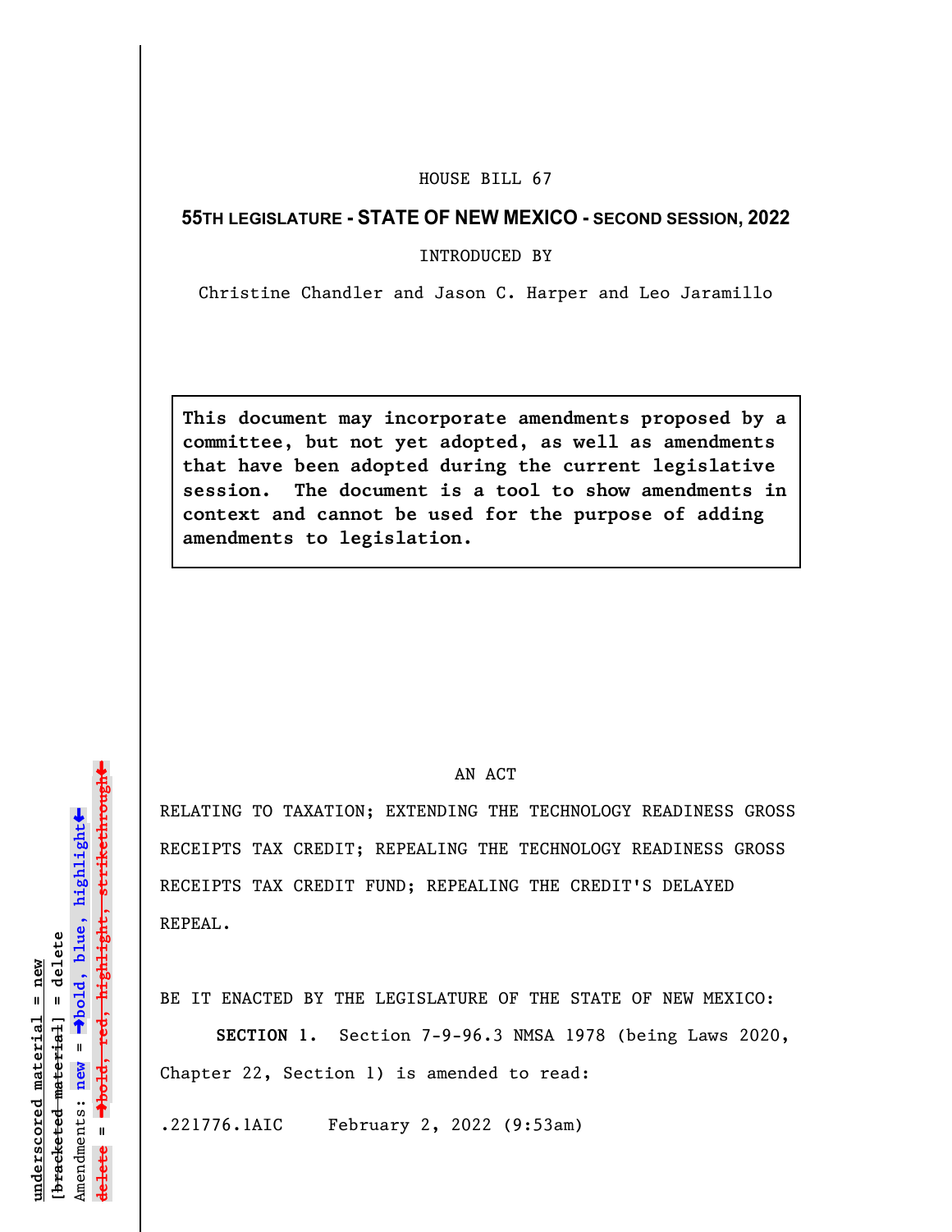HOUSE BILL 67

**55TH LEGISLATURE - STATE OF NEW MEXICO - SECOND SESSION, 2022**

INTRODUCED BY

Christine Chandler and Jason C. Harper and Leo Jaramillo

**This document may incorporate amendments proposed by a committee, but not yet adopted, as well as amendments that have been adopted during the current legislative session. The document is a tool to show amendments in context and cannot be used for the purpose of adding amendments to legislation.**

AN ACT

RELATING TO TAXATION; EXTENDING THE TECHNOLOGY READINESS GROSS RECEIPTS TAX CREDIT; REPEALING THE TECHNOLOGY READINESS GROSS RECEIPTS TAX CREDIT FUND; REPEALING THE CREDIT'S DELAYED REPEAL.

BE IT ENACTED BY THE LEGISLATURE OF THE STATE OF NEW MEXICO:

**SECTION 1.** Section 7-9-96.3 NMSA 1978 (being Laws 2020, Chapter 22, Section 1) is amended to read:

.221776.1AIC February 2, 2022 (9:53am)

underscored material = new
[bracketed material] = delete
Amendments: new = →bold, blue, highlight←
delete = →bold, red, highlight, strikethrough←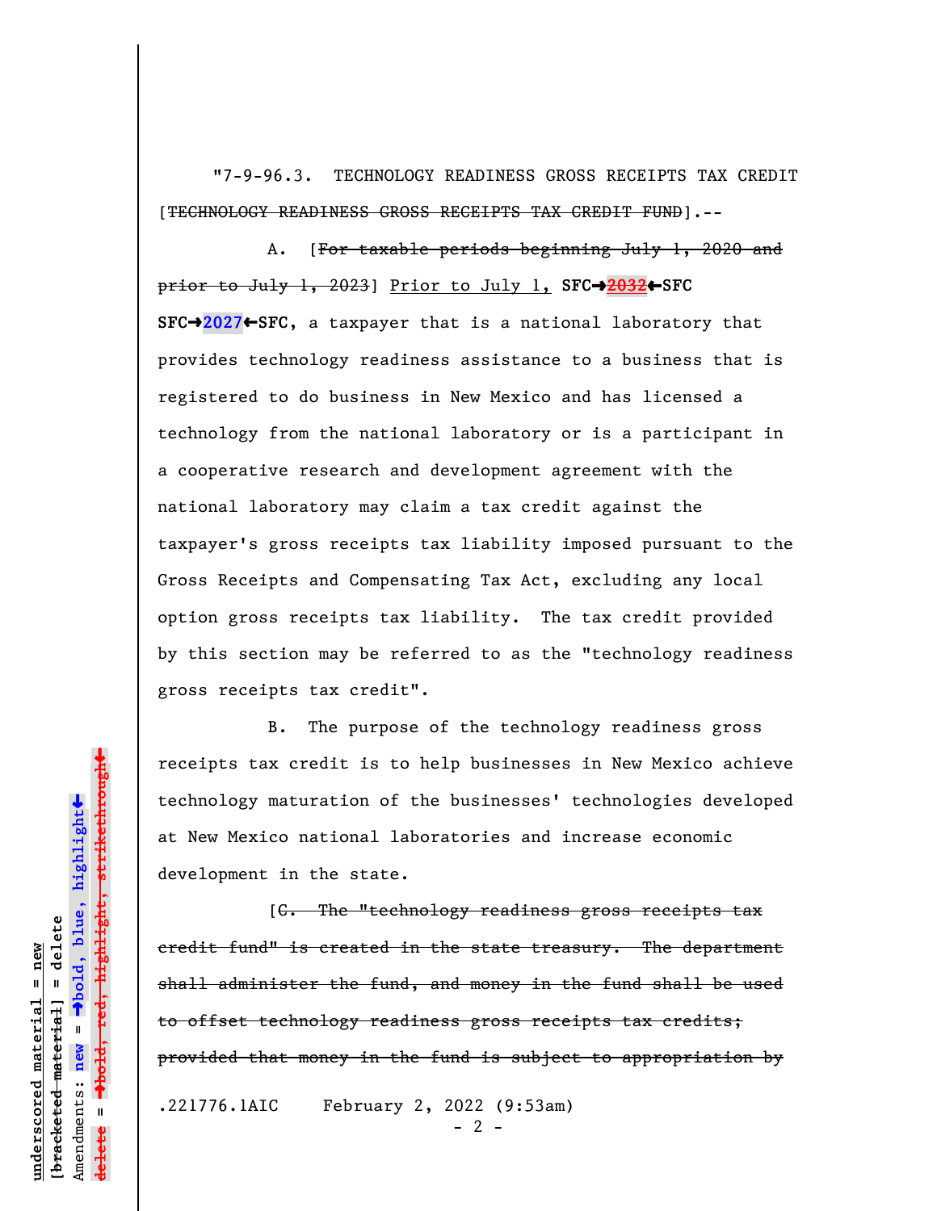"7-9-96.3. TECHNOLOGY READINESS GROSS RECEIPTS TAX CREDIT [~~TECHNOLOGY READINESS GROSS RECEIPTS TAX CREDIT FUND~~].--

A. [~~For taxable periods beginning July 1, 2020 and prior to July 1, 2023~~] Prior to July 1, **SFC→~~2032~~←SFC SFC→2027←SFC**, a taxpayer that is a national laboratory that provides technology readiness assistance to a business that is registered to do business in New Mexico and has licensed a technology from the national laboratory or is a participant in a cooperative research and development agreement with the national laboratory may claim a tax credit against the taxpayer's gross receipts tax liability imposed pursuant to the Gross Receipts and Compensating Tax Act, excluding any local option gross receipts tax liability. The tax credit provided by this section may be referred to as the "technology readiness gross receipts tax credit".

B. The purpose of the technology readiness gross receipts tax credit is to help businesses in New Mexico achieve technology maturation of the businesses' technologies developed at New Mexico national laboratories and increase economic development in the state.

[~~C. The "technology readiness gross receipts tax credit fund" is created in the state treasury. The department shall administer the fund, and money in the fund shall be used to offset technology readiness gross receipts tax credits; provided that money in the fund is subject to appropriation by~~

.221776.1AIC February 2, 2022 (9:53am)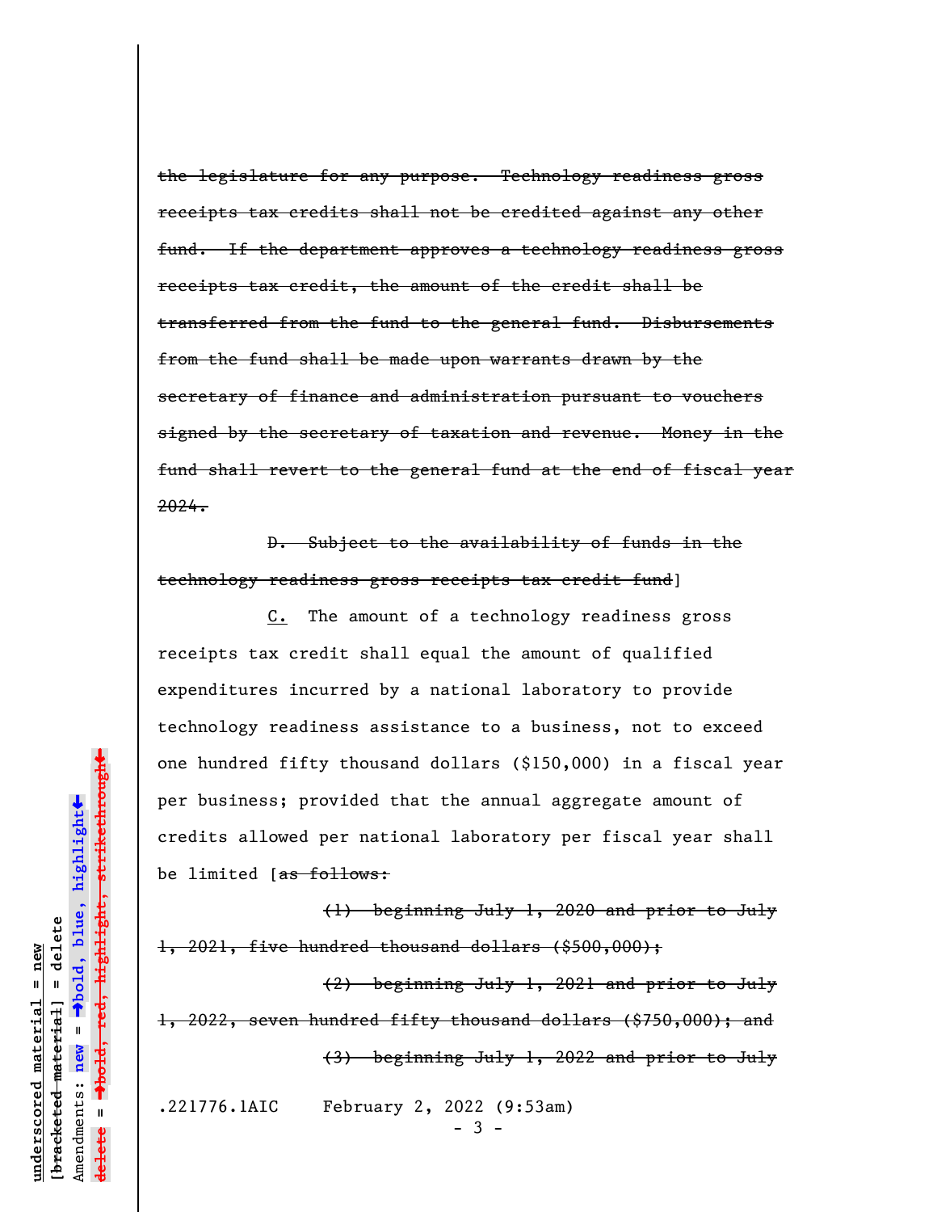~~the legislature for any purpose. Technology readiness gross receipts tax credits shall not be credited against any other fund. If the department approves a technology readiness gross receipts tax credit, the amount of the credit shall be transferred from the fund to the general fund. Disbursements from the fund shall be made upon warrants drawn by the secretary of finance and administration pursuant to vouchers signed by the secretary of taxation and revenue. Money in the fund shall revert to the general fund at the end of fiscal year 2024.~~

~~D. Subject to the availability of funds in the technology readiness gross receipts tax credit fund~~]

<u>C.</u> The amount of a technology readiness gross receipts tax credit shall equal the amount of qualified expenditures incurred by a national laboratory to provide technology readiness assistance to a business, not to exceed one hundred fifty thousand dollars ($150,000) in a fiscal year per business; provided that the annual aggregate amount of credits allowed per national laboratory per fiscal year shall be limited [~~as follows:~~

~~(1) beginning July 1, 2020 and prior to July 1, 2021, five hundred thousand dollars ($500,000);~~

~~(2) beginning July 1, 2021 and prior to July 1, 2022, seven hundred fifty thousand dollars ($750,000); and~~

~~(3) beginning July 1, 2022 and prior to July~~

.221776.1AIC February 2, 2022 (9:53am)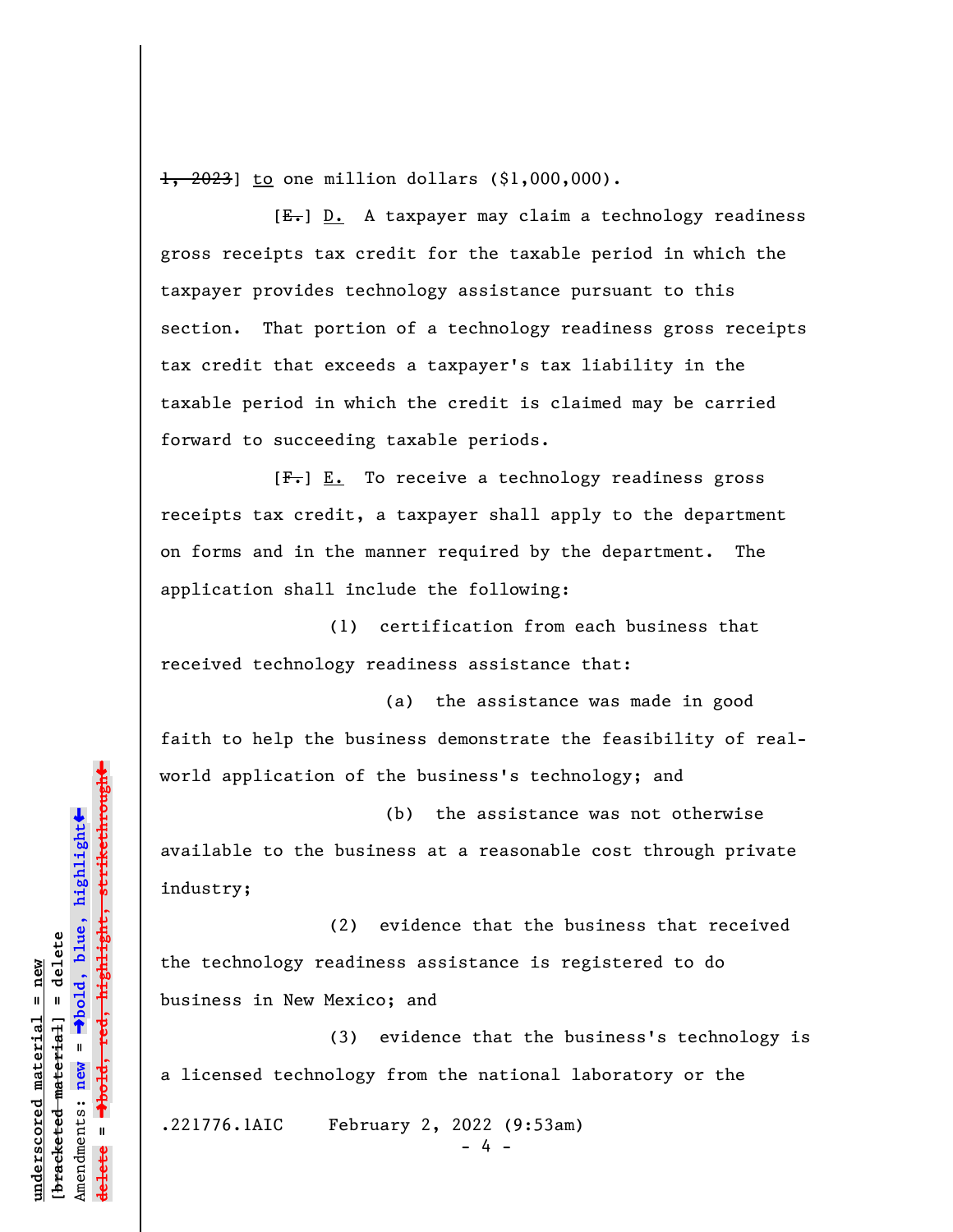~~1, 2023~~] <u>to</u> one million dollars ($1,000,000).

[~~E.~~] <u>D.</u> A taxpayer may claim a technology readiness gross receipts tax credit for the taxable period in which the taxpayer provides technology assistance pursuant to this section. That portion of a technology readiness gross receipts tax credit that exceeds a taxpayer's tax liability in the taxable period in which the credit is claimed may be carried forward to succeeding taxable periods.

[~~F.~~] <u>E.</u> To receive a technology readiness gross receipts tax credit, a taxpayer shall apply to the department on forms and in the manner required by the department. The application shall include the following:

(1) certification from each business that received technology readiness assistance that:

(a) the assistance was made in good faith to help the business demonstrate the feasibility of real-world application of the business's technology; and

(b) the assistance was not otherwise available to the business at a reasonable cost through private industry;

(2) evidence that the business that received the technology readiness assistance is registered to do business in New Mexico; and

(3) evidence that the business's technology is a licensed technology from the national laboratory or the

.221776.1AIC February 2, 2022 (9:53am)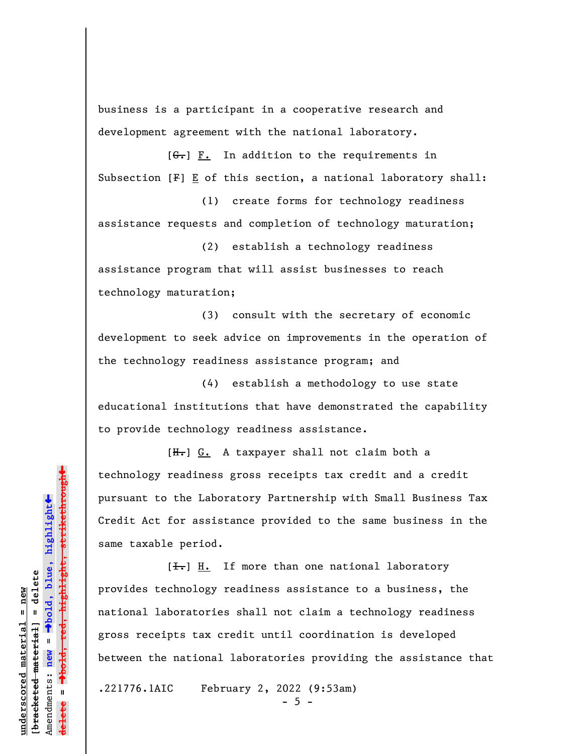business is a participant in a cooperative research and development agreement with the national laboratory.

[~~G.~~] <u>F.</u> In addition to the requirements in Subsection [~~F~~] <u>E</u> of this section, a national laboratory shall:

(1) create forms for technology readiness assistance requests and completion of technology maturation;

(2) establish a technology readiness assistance program that will assist businesses to reach technology maturation;

(3) consult with the secretary of economic development to seek advice on improvements in the operation of the technology readiness assistance program; and

(4) establish a methodology to use state educational institutions that have demonstrated the capability to provide technology readiness assistance.

[~~H.~~] <u>G.</u> A taxpayer shall not claim both a technology readiness gross receipts tax credit and a credit pursuant to the Laboratory Partnership with Small Business Tax Credit Act for assistance provided to the same business in the same taxable period.

[~~I.~~] <u>H.</u> If more than one national laboratory provides technology readiness assistance to a business, the national laboratories shall not claim a technology readiness gross receipts tax credit until coordination is developed between the national laboratories providing the assistance that

.221776.1AIC February 2, 2022 (9:53am)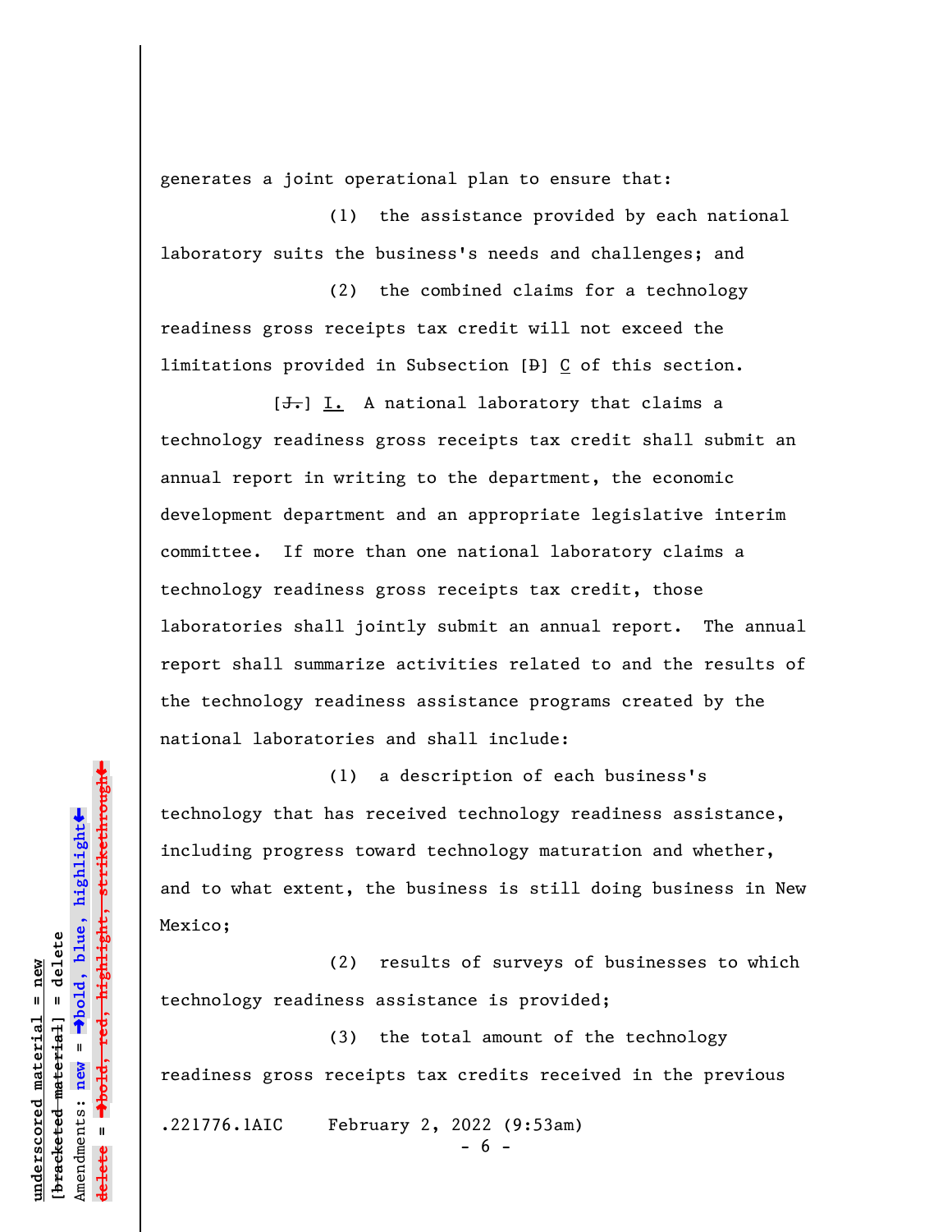generates a joint operational plan to ensure that:

(1) the assistance provided by each national laboratory suits the business's needs and challenges; and

(2) the combined claims for a technology readiness gross receipts tax credit will not exceed the limitations provided in Subsection [~~D~~] C of this section.

[~~J.~~] I. A national laboratory that claims a technology readiness gross receipts tax credit shall submit an annual report in writing to the department, the economic development department and an appropriate legislative interim committee. If more than one national laboratory claims a technology readiness gross receipts tax credit, those laboratories shall jointly submit an annual report. The annual report shall summarize activities related to and the results of the technology readiness assistance programs created by the national laboratories and shall include:

(1) a description of each business's technology that has received technology readiness assistance, including progress toward technology maturation and whether, and to what extent, the business is still doing business in New Mexico;

(2) results of surveys of businesses to which technology readiness assistance is provided;

(3) the total amount of the technology readiness gross receipts tax credits received in the previous

.221776.1AIC February 2, 2022 (9:53am)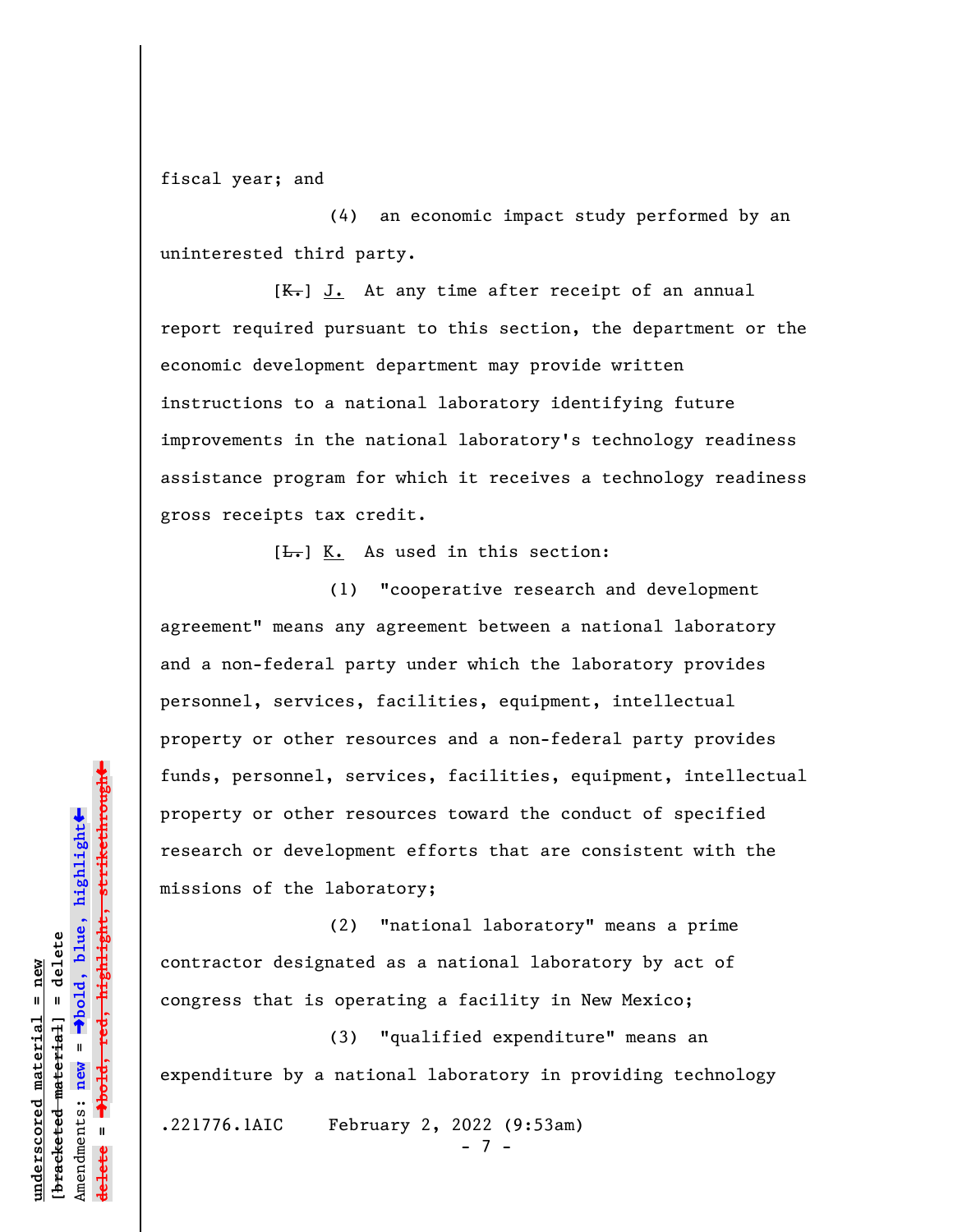fiscal year; and

(4) an economic impact study performed by an uninterested third party.

[~~K.~~] J. At any time after receipt of an annual report required pursuant to this section, the department or the economic development department may provide written instructions to a national laboratory identifying future improvements in the national laboratory's technology readiness assistance program for which it receives a technology readiness gross receipts tax credit.

[~~L.~~] K. As used in this section:

(1) "cooperative research and development agreement" means any agreement between a national laboratory and a non-federal party under which the laboratory provides personnel, services, facilities, equipment, intellectual property or other resources and a non-federal party provides funds, personnel, services, facilities, equipment, intellectual property or other resources toward the conduct of specified research or development efforts that are consistent with the missions of the laboratory;

(2) "national laboratory" means a prime contractor designated as a national laboratory by act of congress that is operating a facility in New Mexico;

(3) "qualified expenditure" means an expenditure by a national laboratory in providing technology

.221776.1AIC February 2, 2022 (9:53am)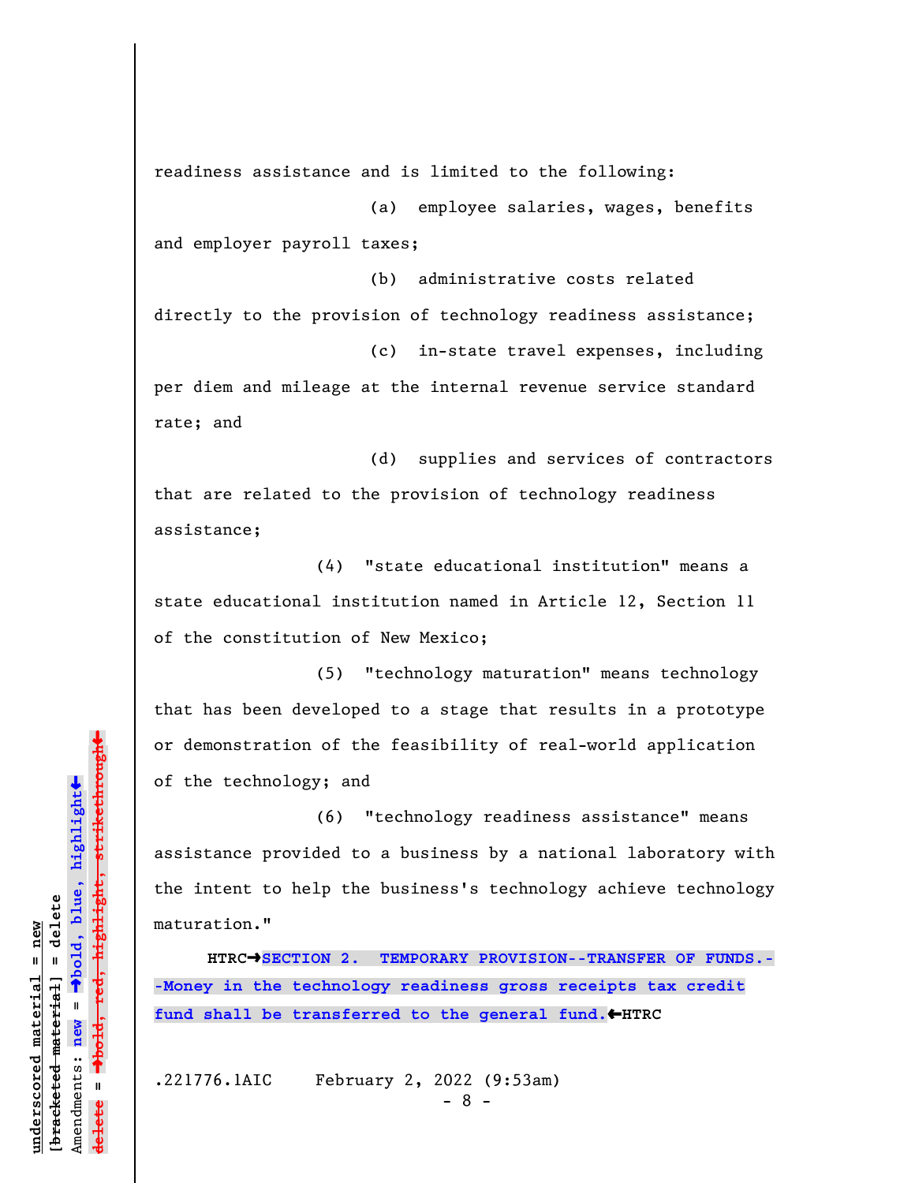readiness assistance and is limited to the following:

(a) employee salaries, wages, benefits and employer payroll taxes;

(b) administrative costs related directly to the provision of technology readiness assistance;

(c) in-state travel expenses, including per diem and mileage at the internal revenue service standard rate; and

(d) supplies and services of contractors that are related to the provision of technology readiness assistance;

(4) "state educational institution" means a state educational institution named in Article 12, Section 11 of the constitution of New Mexico;

(5) "technology maturation" means technology that has been developed to a stage that results in a prototype or demonstration of the feasibility of real-world application of the technology; and

(6) "technology readiness assistance" means assistance provided to a business by a national laboratory with the intent to help the business's technology achieve technology maturation."

HTRC→**SECTION 2. TEMPORARY PROVISION--TRANSFER OF FUNDS.--Money in the technology readiness gross receipts tax credit fund shall be transferred to the general fund.**←HTRC

.221776.1AIC February 2, 2022 (9:53am)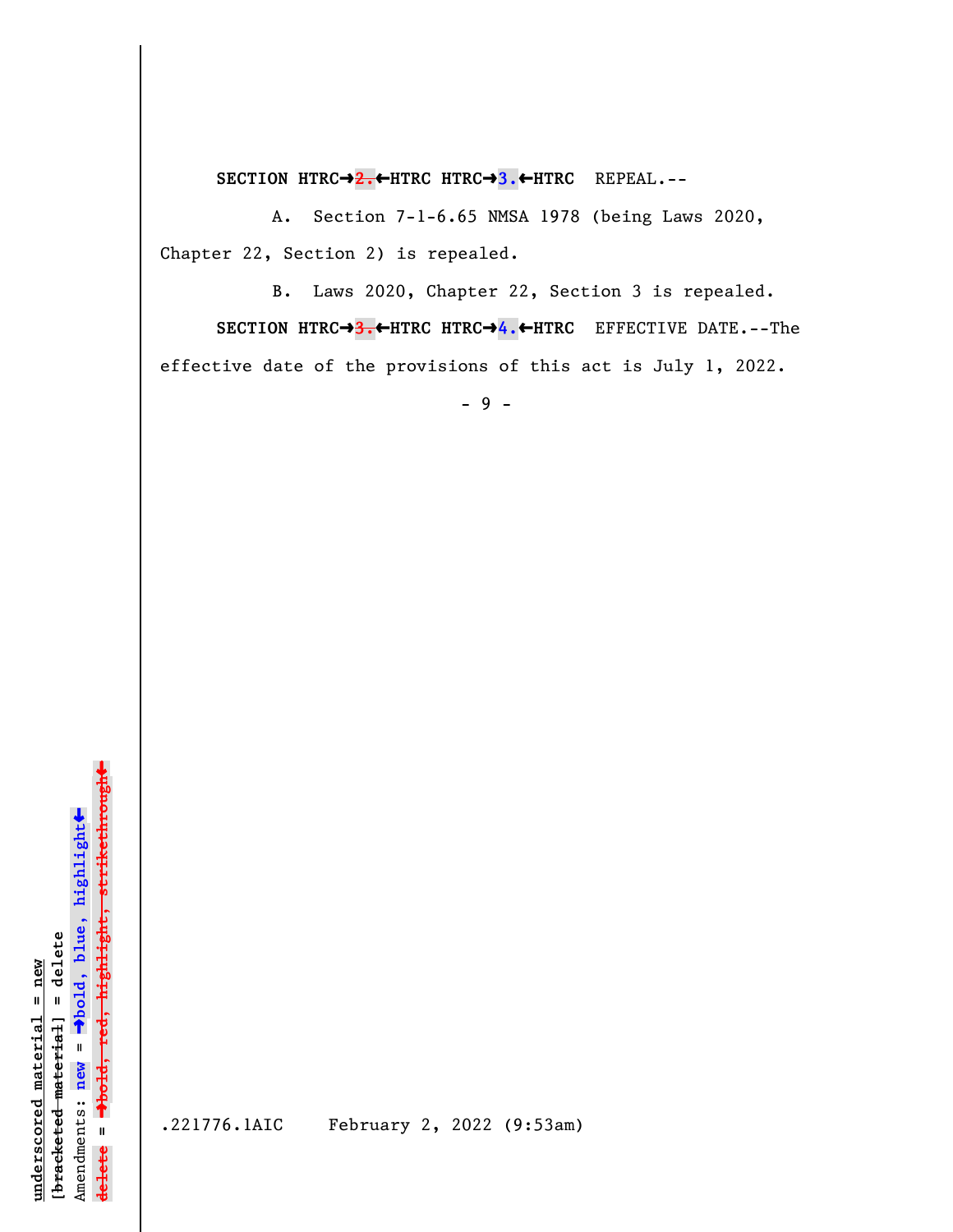**SECTION HTRC→~~2.~~←HTRC HTRC→3.←HTRC** REPEAL.--

A. Section 7-1-6.65 NMSA 1978 (being Laws 2020, Chapter 22, Section 2) is repealed.

B. Laws 2020, Chapter 22, Section 3 is repealed.

**SECTION HTRC→~~3.~~←HTRC HTRC→4.←HTRC** EFFECTIVE DATE.--The effective date of the provisions of this act is July 1, 2022.

.221776.1AIC February 2, 2022 (9:53am)